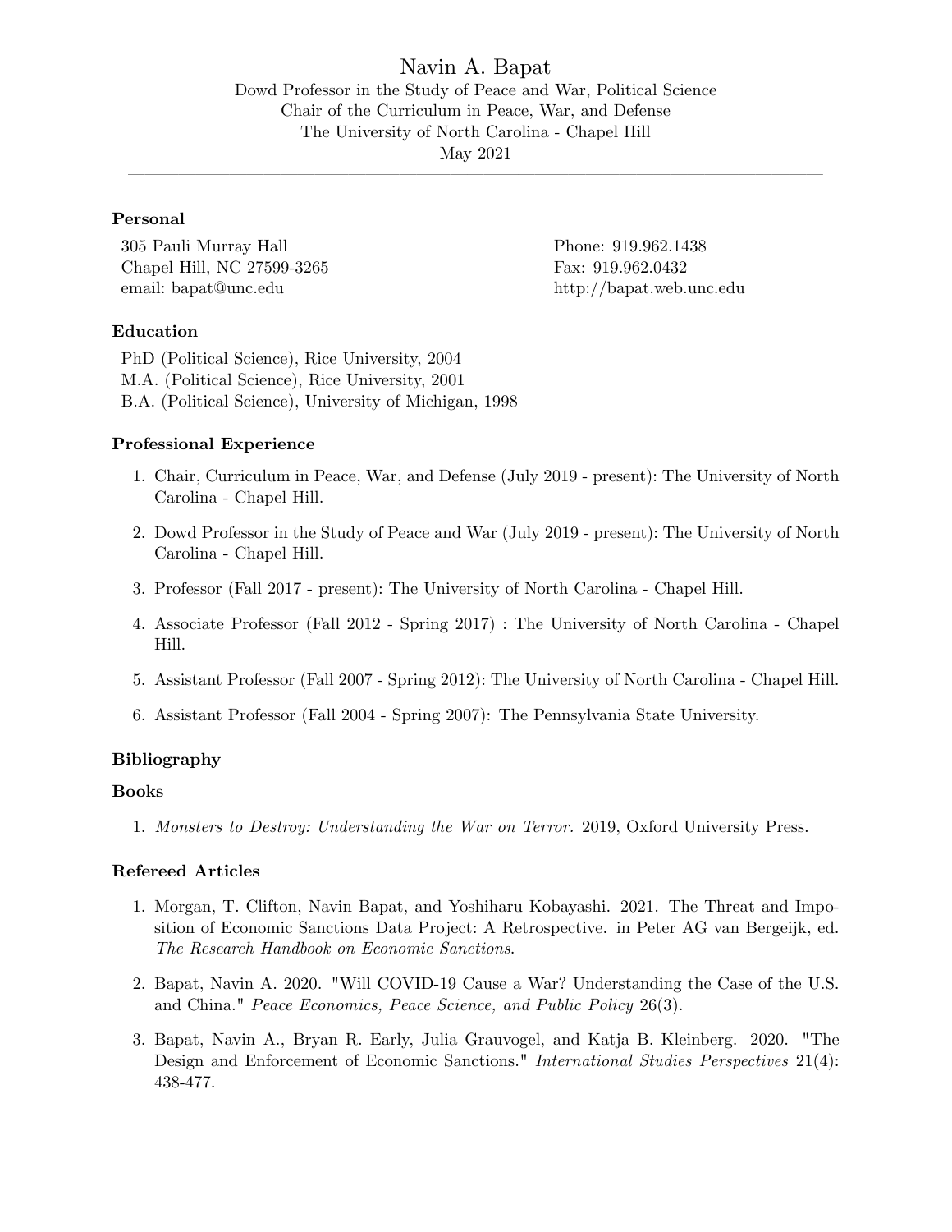# Navin A. Bapat

Dowd Professor in the Study of Peace and War, Political Science
Chair of the Curriculum in Peace, War, and Defense
The University of North Carolina - Chapel Hill
May 2021

---

### Personal

305 Pauli Murray Hall
Chapel Hill, NC 27599-3265
email: bapat@unc.edu

Phone: 919.962.1438
Fax: 919.962.0432
http://bapat.web.unc.edu

### Education

PhD (Political Science), Rice University, 2004
M.A. (Political Science), Rice University, 2001
B.A. (Political Science), University of Michigan, 1998

### Professional Experience

1. Chair, Curriculum in Peace, War, and Defense (July 2019 - present): The University of North Carolina - Chapel Hill.
2. Dowd Professor in the Study of Peace and War (July 2019 - present): The University of North Carolina - Chapel Hill.
3. Professor (Fall 2017 - present): The University of North Carolina - Chapel Hill.
4. Associate Professor (Fall 2012 - Spring 2017) : The University of North Carolina - Chapel Hill.
5. Assistant Professor (Fall 2007 - Spring 2012): The University of North Carolina - Chapel Hill.
6. Assistant Professor (Fall 2004 - Spring 2007): The Pennsylvania State University.

### Bibliography

### Books

1. *Monsters to Destroy: Understanding the War on Terror.* 2019, Oxford University Press.

### Refereed Articles

1. Morgan, T. Clifton, Navin Bapat, and Yoshiharu Kobayashi. 2021. The Threat and Imposition of Economic Sanctions Data Project: A Retrospective. in Peter AG van Bergeijk, ed. *The Research Handbook on Economic Sanctions*.
2. Bapat, Navin A. 2020. "Will COVID-19 Cause a War? Understanding the Case of the U.S. and China." *Peace Economics, Peace Science, and Public Policy* 26(3).
3. Bapat, Navin A., Bryan R. Early, Julia Grauvogel, and Katja B. Kleinberg. 2020. "The Design and Enforcement of Economic Sanctions." *International Studies Perspectives* 21(4): 438-477.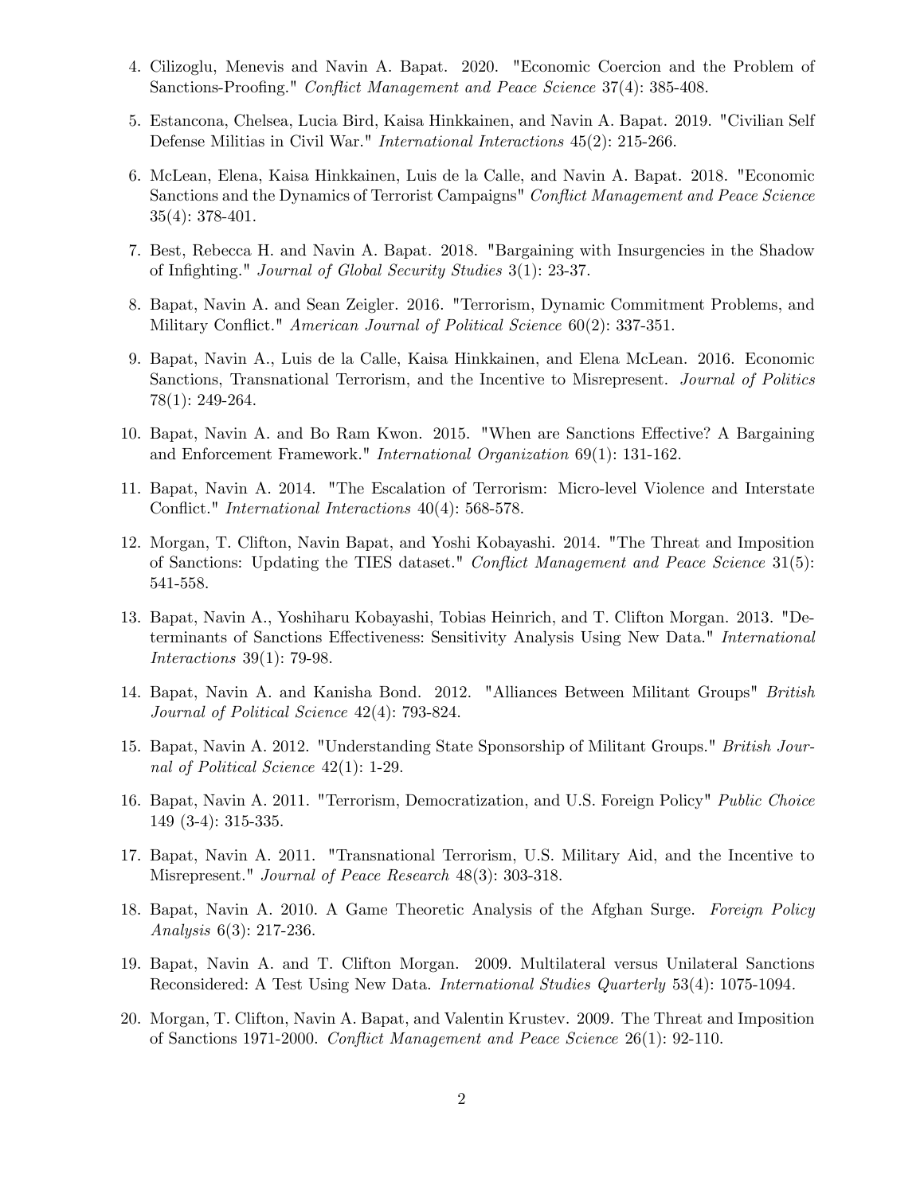4. Cilizoglu, Menevis and Navin A. Bapat. 2020. "Economic Coercion and the Problem of Sanctions-Proofing." *Conflict Management and Peace Science* 37(4): 385-408.

5. Estancona, Chelsea, Lucia Bird, Kaisa Hinkkainen, and Navin A. Bapat. 2019. "Civilian Self Defense Militias in Civil War." *International Interactions* 45(2): 215-266.

6. McLean, Elena, Kaisa Hinkkainen, Luis de la Calle, and Navin A. Bapat. 2018. "Economic Sanctions and the Dynamics of Terrorist Campaigns" *Conflict Management and Peace Science* 35(4): 378-401.

7. Best, Rebecca H. and Navin A. Bapat. 2018. "Bargaining with Insurgencies in the Shadow of Infighting." *Journal of Global Security Studies* 3(1): 23-37.

8. Bapat, Navin A. and Sean Zeigler. 2016. "Terrorism, Dynamic Commitment Problems, and Military Conflict." *American Journal of Political Science* 60(2): 337-351.

9. Bapat, Navin A., Luis de la Calle, Kaisa Hinkkainen, and Elena McLean. 2016. Economic Sanctions, Transnational Terrorism, and the Incentive to Misrepresent. *Journal of Politics* 78(1): 249-264.

10. Bapat, Navin A. and Bo Ram Kwon. 2015. "When are Sanctions Effective? A Bargaining and Enforcement Framework." *International Organization* 69(1): 131-162.

11. Bapat, Navin A. 2014. "The Escalation of Terrorism: Micro-level Violence and Interstate Conflict." *International Interactions* 40(4): 568-578.

12. Morgan, T. Clifton, Navin Bapat, and Yoshi Kobayashi. 2014. "The Threat and Imposition of Sanctions: Updating the TIES dataset." *Conflict Management and Peace Science* 31(5): 541-558.

13. Bapat, Navin A., Yoshiharu Kobayashi, Tobias Heinrich, and T. Clifton Morgan. 2013. "Determinants of Sanctions Effectiveness: Sensitivity Analysis Using New Data." *International Interactions* 39(1): 79-98.

14. Bapat, Navin A. and Kanisha Bond. 2012. "Alliances Between Militant Groups" *British Journal of Political Science* 42(4): 793-824.

15. Bapat, Navin A. 2012. "Understanding State Sponsorship of Militant Groups." *British Journal of Political Science* 42(1): 1-29.

16. Bapat, Navin A. 2011. "Terrorism, Democratization, and U.S. Foreign Policy" *Public Choice* 149 (3-4): 315-335.

17. Bapat, Navin A. 2011. "Transnational Terrorism, U.S. Military Aid, and the Incentive to Misrepresent." *Journal of Peace Research* 48(3): 303-318.

18. Bapat, Navin A. 2010. A Game Theoretic Analysis of the Afghan Surge. *Foreign Policy Analysis* 6(3): 217-236.

19. Bapat, Navin A. and T. Clifton Morgan. 2009. Multilateral versus Unilateral Sanctions Reconsidered: A Test Using New Data. *International Studies Quarterly* 53(4): 1075-1094.

20. Morgan, T. Clifton, Navin A. Bapat, and Valentin Krustev. 2009. The Threat and Imposition of Sanctions 1971-2000. *Conflict Management and Peace Science* 26(1): 92-110.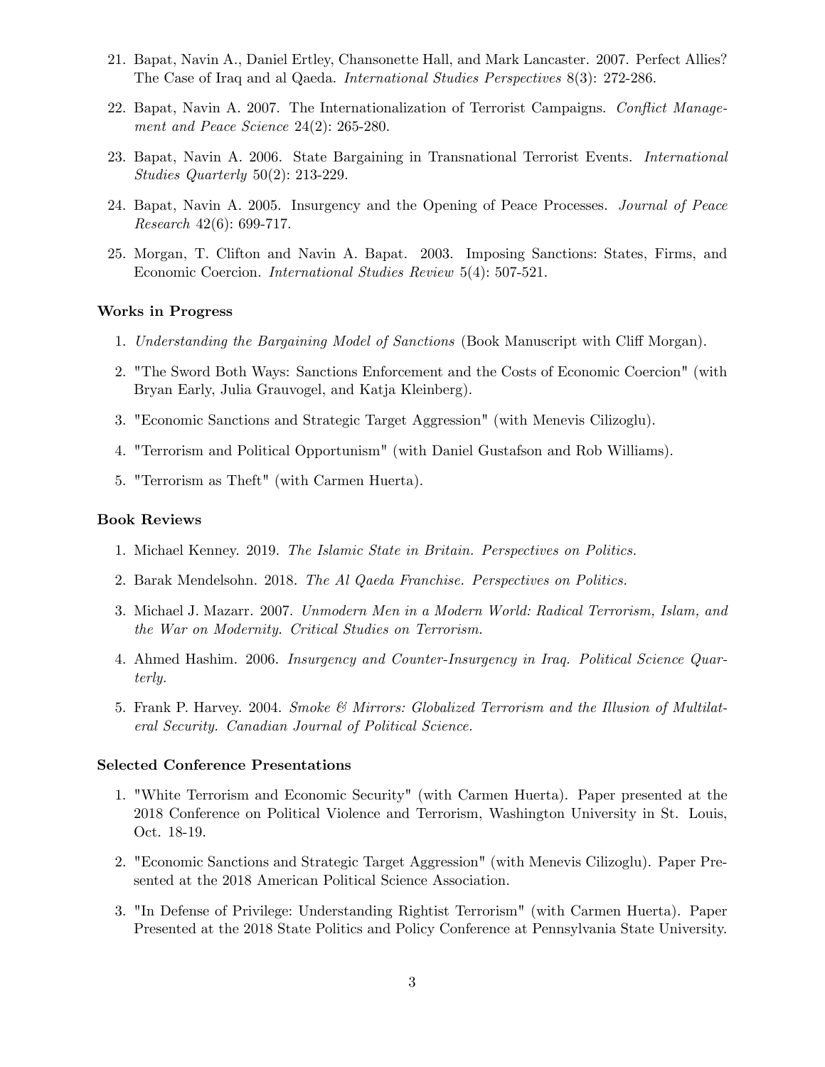21. Bapat, Navin A., Daniel Ertley, Chansonette Hall, and Mark Lancaster. 2007. Perfect Allies? The Case of Iraq and al Qaeda. *International Studies Perspectives* 8(3): 272-286.

22. Bapat, Navin A. 2007. The Internationalization of Terrorist Campaigns. *Conflict Management and Peace Science* 24(2): 265-280.

23. Bapat, Navin A. 2006. State Bargaining in Transnational Terrorist Events. *International Studies Quarterly* 50(2): 213-229.

24. Bapat, Navin A. 2005. Insurgency and the Opening of Peace Processes. *Journal of Peace Research* 42(6): 699-717.

25. Morgan, T. Clifton and Navin A. Bapat. 2003. Imposing Sanctions: States, Firms, and Economic Coercion. *International Studies Review* 5(4): 507-521.

**Works in Progress**

1. *Understanding the Bargaining Model of Sanctions* (Book Manuscript with Cliff Morgan).
2. "The Sword Both Ways: Sanctions Enforcement and the Costs of Economic Coercion" (with Bryan Early, Julia Grauvogel, and Katja Kleinberg).
3. "Economic Sanctions and Strategic Target Aggression" (with Menevis Cilizoglu).
4. "Terrorism and Political Opportunism" (with Daniel Gustafson and Rob Williams).
5. "Terrorism as Theft" (with Carmen Huerta).

**Book Reviews**

1. Michael Kenney. 2019. *The Islamic State in Britain. Perspectives on Politics.*
2. Barak Mendelsohn. 2018. *The Al Qaeda Franchise. Perspectives on Politics.*
3. Michael J. Mazarr. 2007. *Unmodern Men in a Modern World: Radical Terrorism, Islam, and the War on Modernity. Critical Studies on Terrorism.*
4. Ahmed Hashim. 2006. *Insurgency and Counter-Insurgency in Iraq. Political Science Quarterly.*
5. Frank P. Harvey. 2004. *Smoke & Mirrors: Globalized Terrorism and the Illusion of Multilateral Security. Canadian Journal of Political Science.*

**Selected Conference Presentations**

1. "White Terrorism and Economic Security" (with Carmen Huerta). Paper presented at the 2018 Conference on Political Violence and Terrorism, Washington University in St. Louis, Oct. 18-19.
2. "Economic Sanctions and Strategic Target Aggression" (with Menevis Cilizoglu). Paper Presented at the 2018 American Political Science Association.
3. "In Defense of Privilege: Understanding Rightist Terrorism" (with Carmen Huerta). Paper Presented at the 2018 State Politics and Policy Conference at Pennsylvania State University.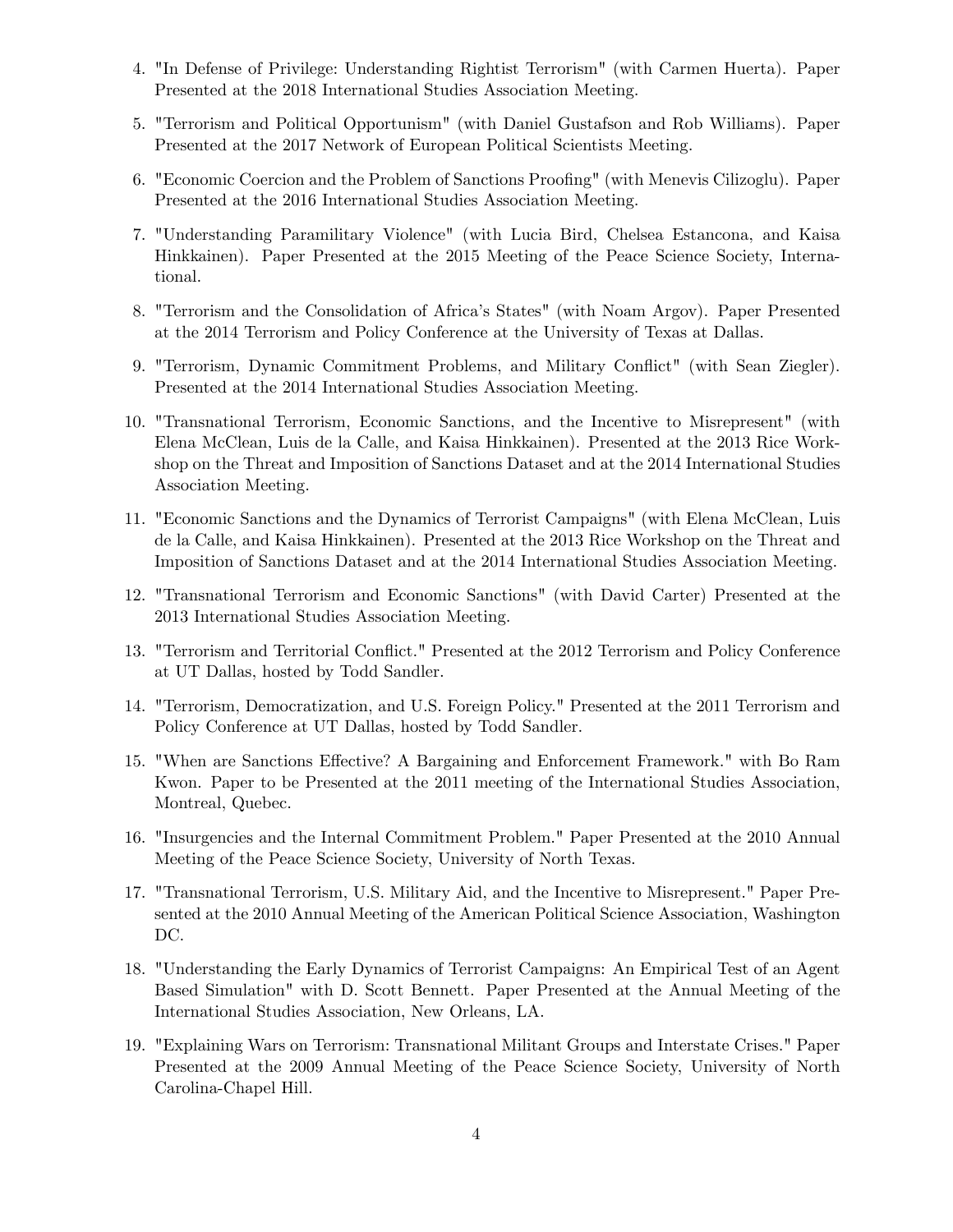4. "In Defense of Privilege: Understanding Rightist Terrorism" (with Carmen Huerta). Paper Presented at the 2018 International Studies Association Meeting.

5. "Terrorism and Political Opportunism" (with Daniel Gustafson and Rob Williams). Paper Presented at the 2017 Network of European Political Scientists Meeting.

6. "Economic Coercion and the Problem of Sanctions Proofing" (with Menevis Cilizoglu). Paper Presented at the 2016 International Studies Association Meeting.

7. "Understanding Paramilitary Violence" (with Lucia Bird, Chelsea Estancona, and Kaisa Hinkkainen). Paper Presented at the 2015 Meeting of the Peace Science Society, International.

8. "Terrorism and the Consolidation of Africa's States" (with Noam Argov). Paper Presented at the 2014 Terrorism and Policy Conference at the University of Texas at Dallas.

9. "Terrorism, Dynamic Commitment Problems, and Military Conflict" (with Sean Ziegler). Presented at the 2014 International Studies Association Meeting.

10. "Transnational Terrorism, Economic Sanctions, and the Incentive to Misrepresent" (with Elena McClean, Luis de la Calle, and Kaisa Hinkkainen). Presented at the 2013 Rice Workshop on the Threat and Imposition of Sanctions Dataset and at the 2014 International Studies Association Meeting.

11. "Economic Sanctions and the Dynamics of Terrorist Campaigns" (with Elena McClean, Luis de la Calle, and Kaisa Hinkkainen). Presented at the 2013 Rice Workshop on the Threat and Imposition of Sanctions Dataset and at the 2014 International Studies Association Meeting.

12. "Transnational Terrorism and Economic Sanctions" (with David Carter) Presented at the 2013 International Studies Association Meeting.

13. "Terrorism and Territorial Conflict." Presented at the 2012 Terrorism and Policy Conference at UT Dallas, hosted by Todd Sandler.

14. "Terrorism, Democratization, and U.S. Foreign Policy." Presented at the 2011 Terrorism and Policy Conference at UT Dallas, hosted by Todd Sandler.

15. "When are Sanctions Effective? A Bargaining and Enforcement Framework." with Bo Ram Kwon. Paper to be Presented at the 2011 meeting of the International Studies Association, Montreal, Quebec.

16. "Insurgencies and the Internal Commitment Problem." Paper Presented at the 2010 Annual Meeting of the Peace Science Society, University of North Texas.

17. "Transnational Terrorism, U.S. Military Aid, and the Incentive to Misrepresent." Paper Presented at the 2010 Annual Meeting of the American Political Science Association, Washington DC.

18. "Understanding the Early Dynamics of Terrorist Campaigns: An Empirical Test of an Agent Based Simulation" with D. Scott Bennett. Paper Presented at the Annual Meeting of the International Studies Association, New Orleans, LA.

19. "Explaining Wars on Terrorism: Transnational Militant Groups and Interstate Crises." Paper Presented at the 2009 Annual Meeting of the Peace Science Society, University of North Carolina-Chapel Hill.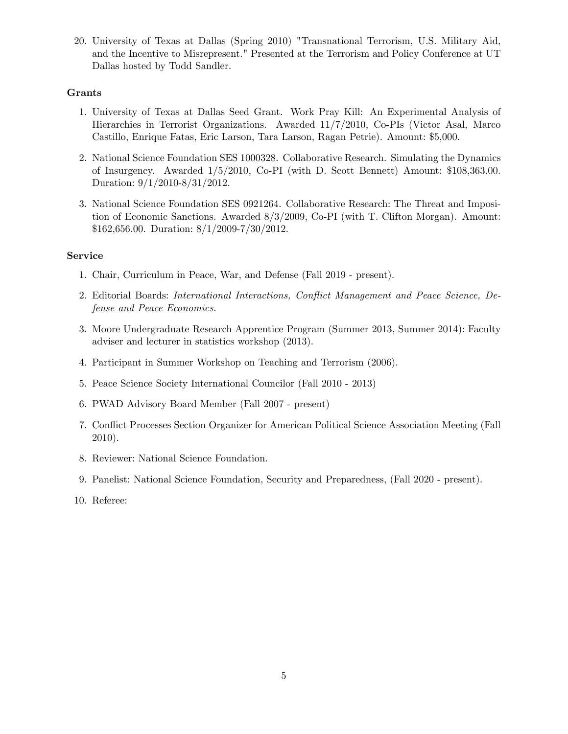20. University of Texas at Dallas (Spring 2010) "Transnational Terrorism, U.S. Military Aid, and the Incentive to Misrepresent." Presented at the Terrorism and Policy Conference at UT Dallas hosted by Todd Sandler.

### Grants

1. University of Texas at Dallas Seed Grant. Work Pray Kill: An Experimental Analysis of Hierarchies in Terrorist Organizations. Awarded 11/7/2010, Co-PIs (Victor Asal, Marco Castillo, Enrique Fatas, Eric Larson, Tara Larson, Ragan Petrie). Amount: $5,000.
2. National Science Foundation SES 1000328. Collaborative Research. Simulating the Dynamics of Insurgency. Awarded 1/5/2010, Co-PI (with D. Scott Bennett) Amount: $108,363.00. Duration: 9/1/2010-8/31/2012.
3. National Science Foundation SES 0921264. Collaborative Research: The Threat and Imposition of Economic Sanctions. Awarded 8/3/2009, Co-PI (with T. Clifton Morgan). Amount: $162,656.00. Duration: 8/1/2009-7/30/2012.

### Service

1. Chair, Curriculum in Peace, War, and Defense (Fall 2019 - present).
2. Editorial Boards: *International Interactions, Conflict Management and Peace Science, Defense and Peace Economics.*
3. Moore Undergraduate Research Apprentice Program (Summer 2013, Summer 2014): Faculty adviser and lecturer in statistics workshop (2013).
4. Participant in Summer Workshop on Teaching and Terrorism (2006).
5. Peace Science Society International Councilor (Fall 2010 - 2013)
6. PWAD Advisory Board Member (Fall 2007 - present)
7. Conflict Processes Section Organizer for American Political Science Association Meeting (Fall 2010).
8. Reviewer: National Science Foundation.
9. Panelist: National Science Foundation, Security and Preparedness, (Fall 2020 - present).
10. Referee: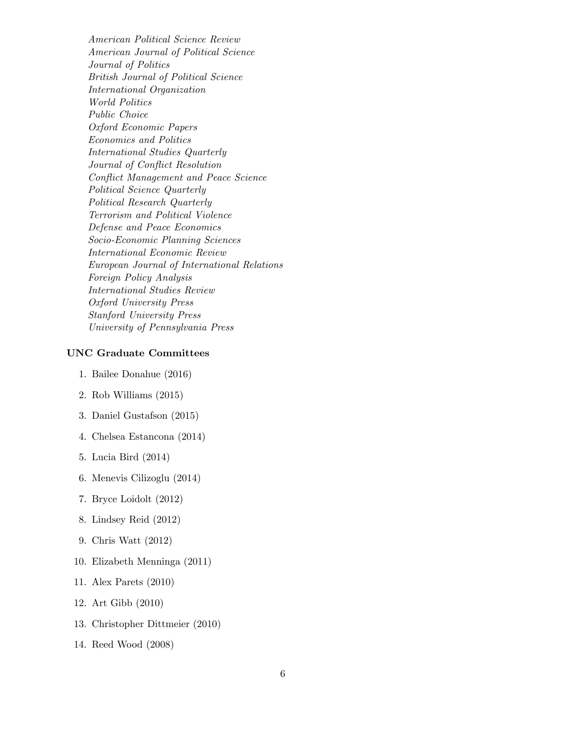*American Political Science Review*
*American Journal of Political Science*
*Journal of Politics*
*British Journal of Political Science*
*International Organization*
*World Politics*
*Public Choice*
*Oxford Economic Papers*
*Economics and Politics*
*International Studies Quarterly*
*Journal of Conflict Resolution*
*Conflict Management and Peace Science*
*Political Science Quarterly*
*Political Research Quarterly*
*Terrorism and Political Violence*
*Defense and Peace Economics*
*Socio-Economic Planning Sciences*
*International Economic Review*
*European Journal of International Relations*
*Foreign Policy Analysis*
*International Studies Review*
*Oxford University Press*
*Stanford University Press*
*University of Pennsylvania Press*

**UNC Graduate Committees**

1. Bailee Donahue (2016)
2. Rob Williams (2015)
3. Daniel Gustafson (2015)
4. Chelsea Estancona (2014)
5. Lucia Bird (2014)
6. Menevis Cilizoglu (2014)
7. Bryce Loidolt (2012)
8. Lindsey Reid (2012)
9. Chris Watt (2012)
10. Elizabeth Menninga (2011)
11. Alex Parets (2010)
12. Art Gibb (2010)
13. Christopher Dittmeier (2010)
14. Reed Wood (2008)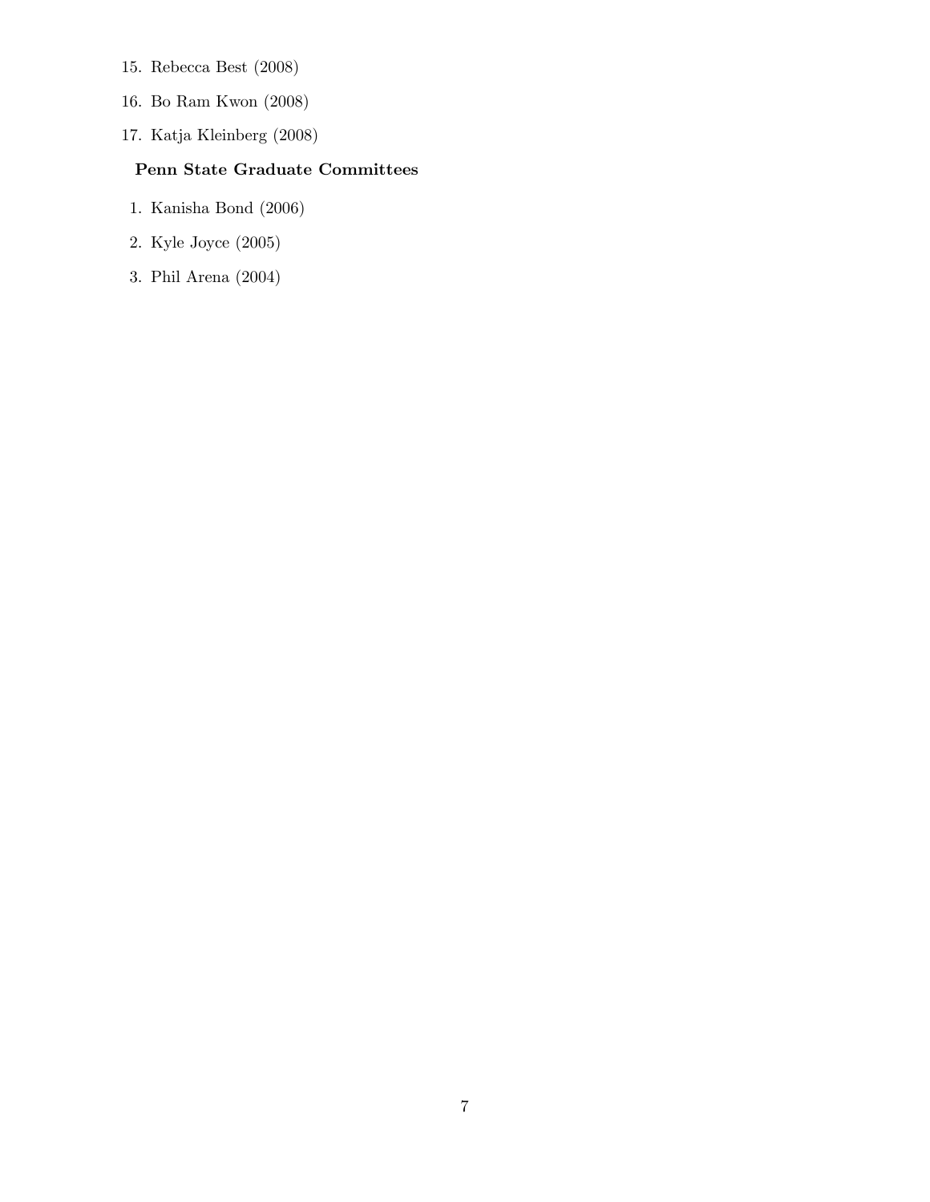15. Rebecca Best (2008)
16. Bo Ram Kwon (2008)
17. Katja Kleinberg (2008)

**Penn State Graduate Committees**

1. Kanisha Bond (2006)
2. Kyle Joyce (2005)
3. Phil Arena (2004)